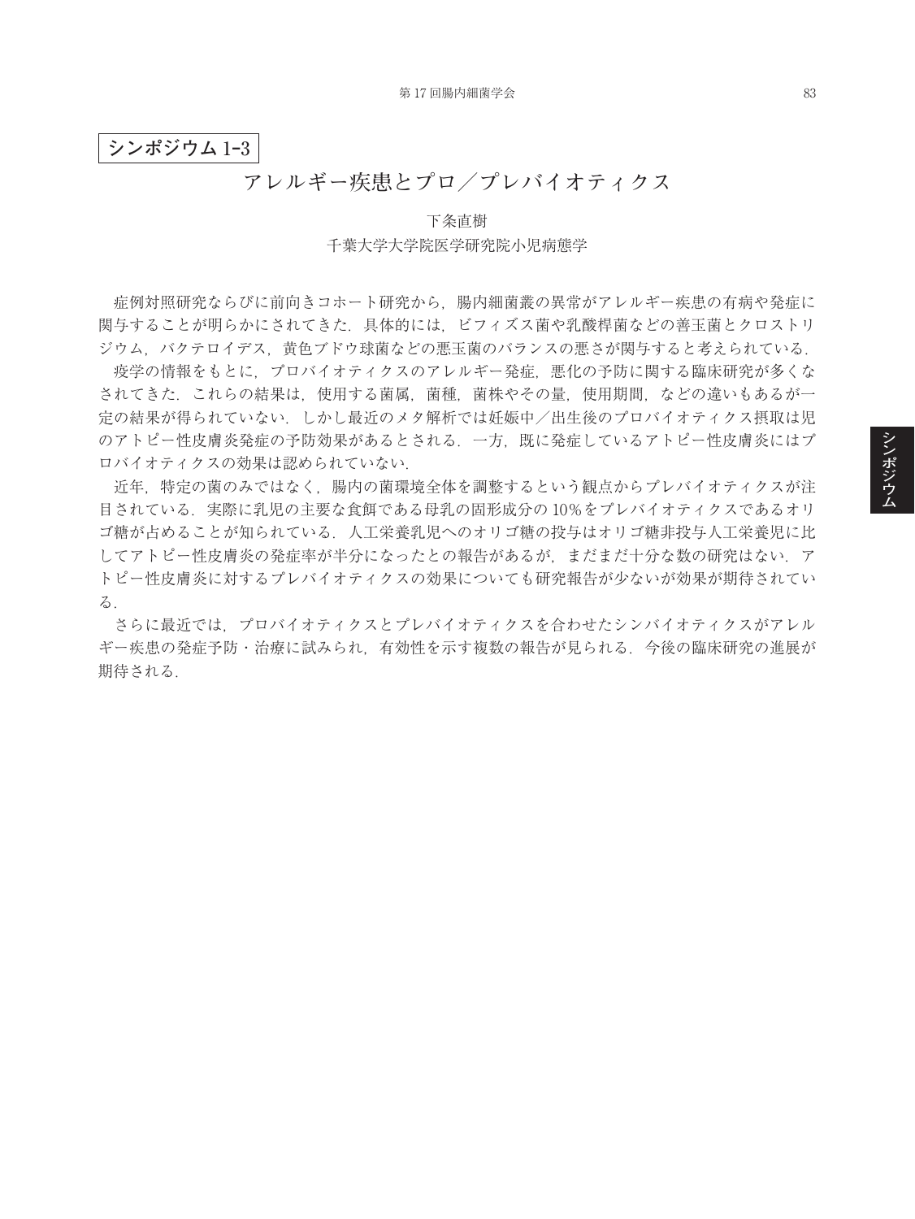**シンポジウム 1-3**

# アレルギー疾患とプロ／プレバイオティクス

下条直樹

千葉大学大学院医学研究院小児病態学

症例対照研究ならびに前向きコホート研究から，腸内細菌叢の異常がアレルギー疾患の有病や発症に関与することが明らかにされてきた．具体的には，ビフィズス菌や乳酸桿菌などの善玉菌とクロストリジウム，バクテロイデス，黄色ブドウ球菌などの悪玉菌のバランスの悪さが関与すると考えられている．

疫学の情報をもとに，プロバイオティクスのアレルギー発症，悪化の予防に関する臨床研究が多くなされてきた．これらの結果は，使用する菌属，菌種，菌株やその量，使用期間，などの違いもあるが一定の結果が得られていない．しかし最近のメタ解析では妊娠中／出生後のプロバイオティクス摂取は児のアトピー性皮膚炎発症の予防効果があるとされる．一方，既に発症しているアトピー性皮膚炎にはプロバイオティクスの効果は認められていない．

近年，特定の菌のみではなく，腸内の菌環境全体を調整するという観点からプレバイオティクスが注目されている．実際に乳児の主要な食餌である母乳の固形成分の 10％をプレバイオティクスであるオリゴ糖が占めることが知られている．人工栄養乳児へのオリゴ糖の投与はオリゴ糖非投与人工栄養児に比してアトピー性皮膚炎の発症率が半分になったとの報告があるが，まだまだ十分な数の研究はない．アトピー性皮膚炎に対するプレバイオティクスの効果についても研究報告が少ないが効果が期待されている．

さらに最近では，プロバイオティクスとプレバイオティクスを合わせたシンバイオティクスがアレルギー疾患の発症予防・治療に試みられ，有効性を示す複数の報告が見られる．今後の臨床研究の進展が期待される．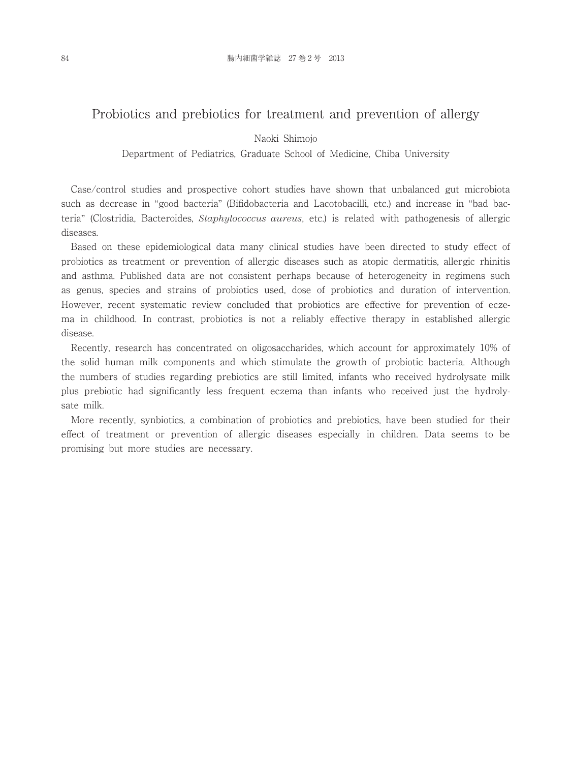# Probiotics and prebiotics for treatment and prevention of allergy

Naoki Shimojo

Department of Pediatrics, Graduate School of Medicine, Chiba University

Case/control studies and prospective cohort studies have shown that unbalanced gut microbiota such as decrease in "good bacteria" (Bifidobacteria and Lacotobacilli, etc.) and increase in "bad bacteria" (Clostridia, Bacteroides, *Staphylococcus aureus*, etc.) is related with pathogenesis of allergic diseases.

Based on these epidemiological data many clinical studies have been directed to study effect of probiotics as treatment or prevention of allergic diseases such as atopic dermatitis, allergic rhinitis and asthma. Published data are not consistent perhaps because of heterogeneity in regimens such as genus, species and strains of probiotics used, dose of probiotics and duration of intervention. However, recent systematic review concluded that probiotics are effective for prevention of eczema in childhood. In contrast, probiotics is not a reliably effective therapy in established allergic disease.

Recently, research has concentrated on oligosaccharides, which account for approximately 10% of the solid human milk components and which stimulate the growth of probiotic bacteria. Although the numbers of studies regarding prebiotics are still limited, infants who received hydrolysate milk plus prebiotic had significantly less frequent eczema than infants who received just the hydrolysate milk.

More recently, synbiotics, a combination of probiotics and prebiotics, have been studied for their effect of treatment or prevention of allergic diseases especially in children. Data seems to be promising but more studies are necessary.